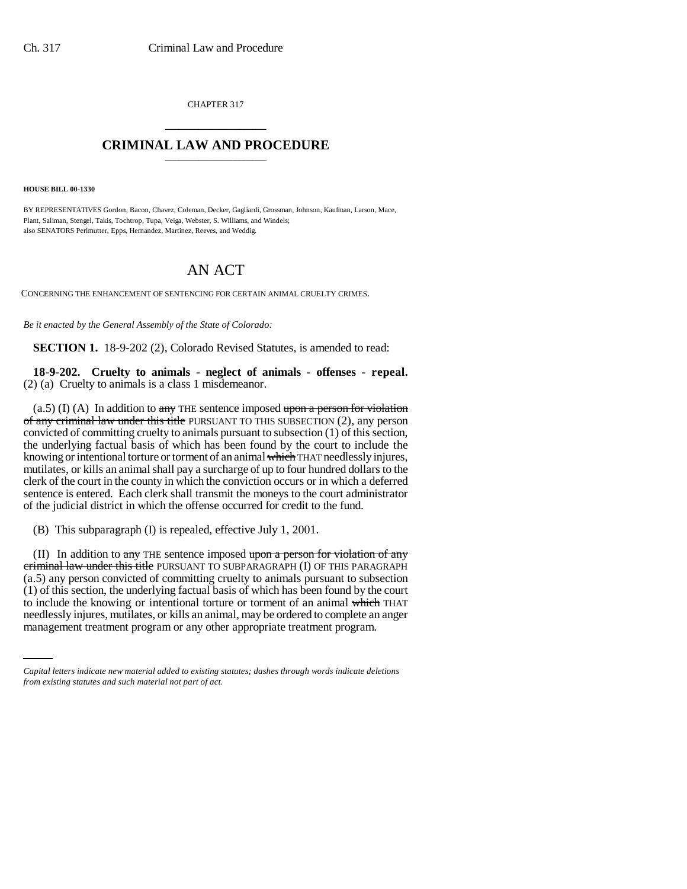CHAPTER 317

## CRIMINAL LAW AND PROCEDURE

**HOUSE BILL 00-1330**

BY REPRESENTATIVES Gordon, Bacon, Chavez, Coleman, Decker, Gagliardi, Grossman, Johnson, Kaufman, Larson, Mace, Plant, Saliman, Stengel, Takis, Tochtrop, Tupa, Veiga, Webster, S. Williams, and Windels;
also SENATORS Perlmutter, Epps, Hernandez, Martinez, Reeves, and Weddig.

# AN ACT

CONCERNING THE ENHANCEMENT OF SENTENCING FOR CERTAIN ANIMAL CRUELTY CRIMES.

*Be it enacted by the General Assembly of the State of Colorado:*

**SECTION 1.** 18-9-202 (2), Colorado Revised Statutes, is amended to read:

**18-9-202. Cruelty to animals - neglect of animals - offenses - repeal.** (2) (a) Cruelty to animals is a class 1 misdemeanor.

(a.5) (I) (A) In addition to ~~any~~ THE sentence imposed ~~upon a person for violation of any criminal law under this title~~ PURSUANT TO THIS SUBSECTION (2), any person convicted of committing cruelty to animals pursuant to subsection (1) of this section, the underlying factual basis of which has been found by the court to include the knowing or intentional torture or torment of an animal ~~which~~ THAT needlessly injures, mutilates, or kills an animal shall pay a surcharge of up to four hundred dollars to the clerk of the court in the county in which the conviction occurs or in which a deferred sentence is entered. Each clerk shall transmit the moneys to the court administrator of the judicial district in which the offense occurred for credit to the fund.

(B) This subparagraph (I) is repealed, effective July 1, 2001.

(II) In addition to ~~any~~ THE sentence imposed ~~upon a person for violation of any criminal law under this title~~ PURSUANT TO SUBPARAGRAPH (I) OF THIS PARAGRAPH (a.5) any person convicted of committing cruelty to animals pursuant to subsection (1) of this section, the underlying factual basis of which has been found by the court to include the knowing or intentional torture or torment of an animal ~~which~~ THAT needlessly injures, mutilates, or kills an animal, may be ordered to complete an anger management treatment program or any other appropriate treatment program.

*Capital letters indicate new material added to existing statutes; dashes through words indicate deletions from existing statutes and such material not part of act.*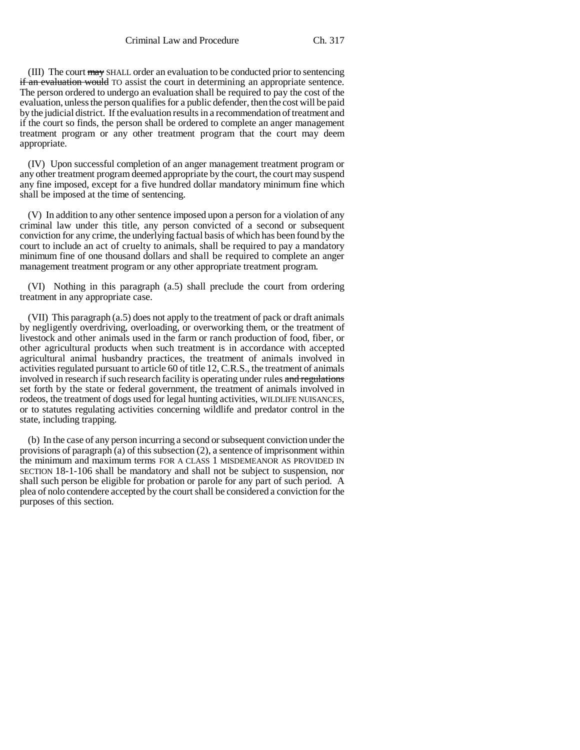(III) The court ~~may~~ SHALL order an evaluation to be conducted prior to sentencing ~~if an evaluation would~~ TO assist the court in determining an appropriate sentence. The person ordered to undergo an evaluation shall be required to pay the cost of the evaluation, unless the person qualifies for a public defender, then the cost will be paid by the judicial district. If the evaluation results in a recommendation of treatment and if the court so finds, the person shall be ordered to complete an anger management treatment program or any other treatment program that the court may deem appropriate.

(IV) Upon successful completion of an anger management treatment program or any other treatment program deemed appropriate by the court, the court may suspend any fine imposed, except for a five hundred dollar mandatory minimum fine which shall be imposed at the time of sentencing.

(V) In addition to any other sentence imposed upon a person for a violation of any criminal law under this title, any person convicted of a second or subsequent conviction for any crime, the underlying factual basis of which has been found by the court to include an act of cruelty to animals, shall be required to pay a mandatory minimum fine of one thousand dollars and shall be required to complete an anger management treatment program or any other appropriate treatment program.

(VI) Nothing in this paragraph (a.5) shall preclude the court from ordering treatment in any appropriate case.

(VII) This paragraph (a.5) does not apply to the treatment of pack or draft animals by negligently overdriving, overloading, or overworking them, or the treatment of livestock and other animals used in the farm or ranch production of food, fiber, or other agricultural products when such treatment is in accordance with accepted agricultural animal husbandry practices, the treatment of animals involved in activities regulated pursuant to article 60 of title 12, C.R.S., the treatment of animals involved in research if such research facility is operating under rules ~~and regulations~~ set forth by the state or federal government, the treatment of animals involved in rodeos, the treatment of dogs used for legal hunting activities, WILDLIFE NUISANCES, or to statutes regulating activities concerning wildlife and predator control in the state, including trapping.

(b) In the case of any person incurring a second or subsequent conviction under the provisions of paragraph (a) of this subsection (2), a sentence of imprisonment within the minimum and maximum terms FOR A CLASS 1 MISDEMEANOR AS PROVIDED IN SECTION 18-1-106 shall be mandatory and shall not be subject to suspension, nor shall such person be eligible for probation or parole for any part of such period. A plea of nolo contendere accepted by the court shall be considered a conviction for the purposes of this section.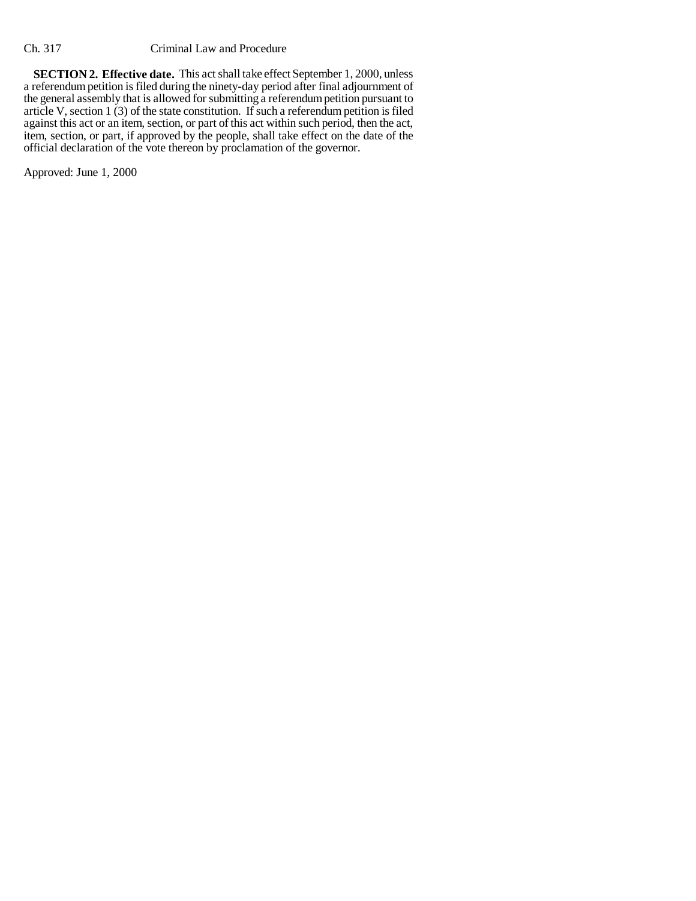**SECTION 2. Effective date.** This act shall take effect September 1, 2000, unless a referendum petition is filed during the ninety-day period after final adjournment of the general assembly that is allowed for submitting a referendum petition pursuant to article V, section 1 (3) of the state constitution. If such a referendum petition is filed against this act or an item, section, or part of this act within such period, then the act, item, section, or part, if approved by the people, shall take effect on the date of the official declaration of the vote thereon by proclamation of the governor.

Approved: June 1, 2000